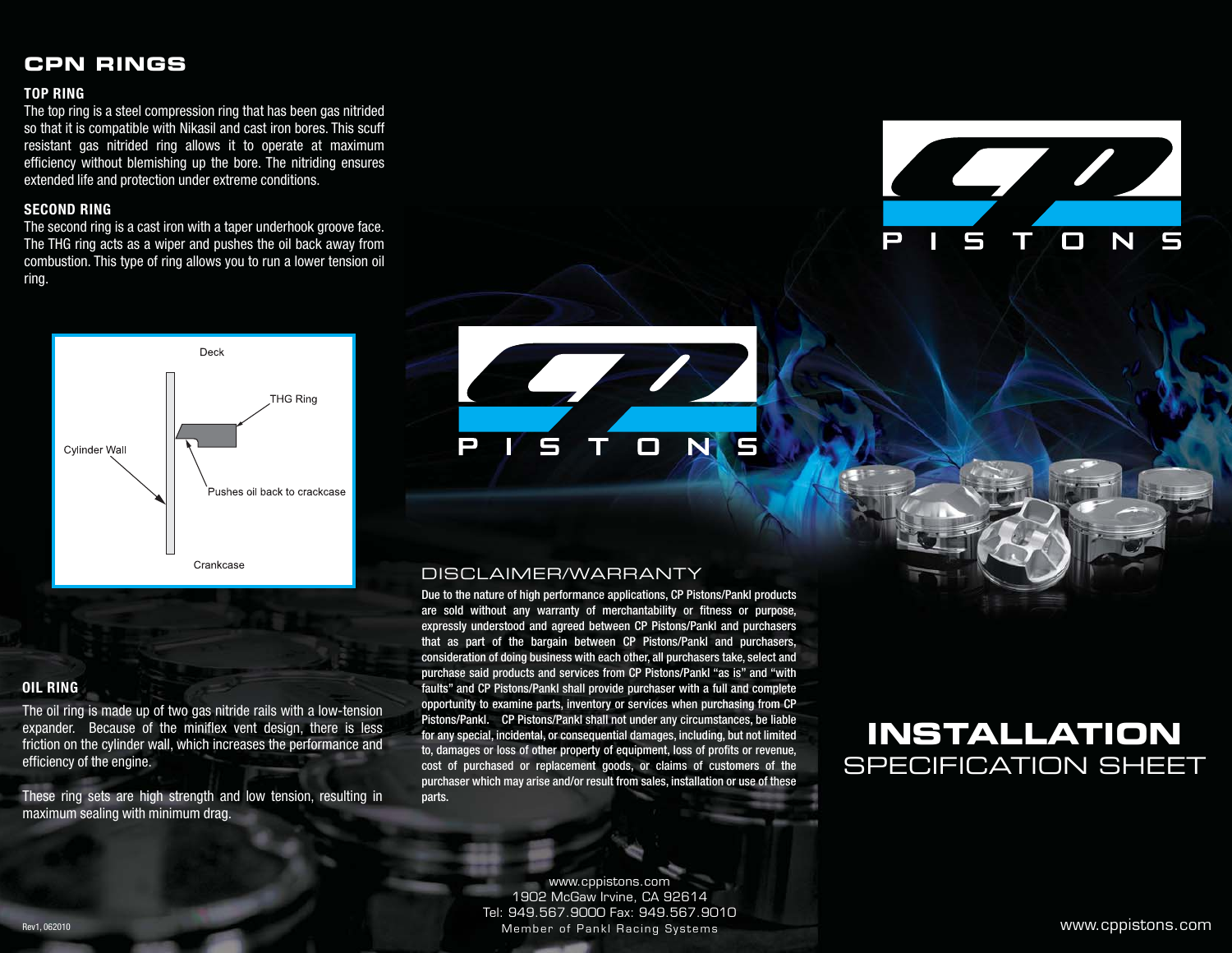# CPN RINGS

## TOP RING

The top ring is a steel compression ring that has been gas nitrided so that it is compatible with Nikasil and cast iron bores. This scuff resistant gas nitrided ring allows it to operate at maximum efficiency without blemishing up the bore. The nitriding ensures extended life and protection under extreme conditions.

## SECOND RING

The second ring is a cast iron with a taper underhook groove face. The THG ring acts as a wiper and pushes the oil back away from combustion. This type of ring allows you to run a lower tension oil ring.

Deck

THG Ring

Cylinder Wall

Pushes oil back to crackcase

Crankcase

## OIL RING

The oil ring is made up of two gas nitride rails with a low-tension expander. Because of the miniflex vent design, there is less friction on the cylinder wall, which increases the performance and efficiency of the engine.

These ring sets are high strength and low tension, resulting in maximum sealing with minimum drag.

Rev1, 062010

CP PISTONS

## DISCLAIMER/WARRANTY

Due to the nature of high performance applications, CP Pistons/Pankl products are sold without any warranty of merchantability or fitness or purpose, expressly understood and agreed between CP Pistons/Pankl and purchasers that as part of the bargain between CP Pistons/Pankl and purchasers, consideration of doing business with each other, all purchasers take, select and purchase said products and services from CP Pistons/Pankl "as is" and "with faults" and CP Pistons/Pankl shall provide purchaser with a full and complete opportunity to examine parts, inventory or services when purchasing from CP Pistons/Pankl. CP Pistons/Pankl shall not under any circumstances, be liable for any special, incidental, or consequential damages, including, but not limited to, damages or loss of other property of equipment, loss of profits or revenue, cost of purchased or replacement goods, or claims of customers of the purchaser which may arise and/or result from sales, installation or use of these parts.

www.cppistons.com
1902 McGaw Irvine, CA 92614
Tel: 949.567.9000 Fax: 949.567.9010
Member of Pankl Racing Systems

CP PISTONS

# INSTALLATION SPECIFICATION SHEET

www.cppistons.com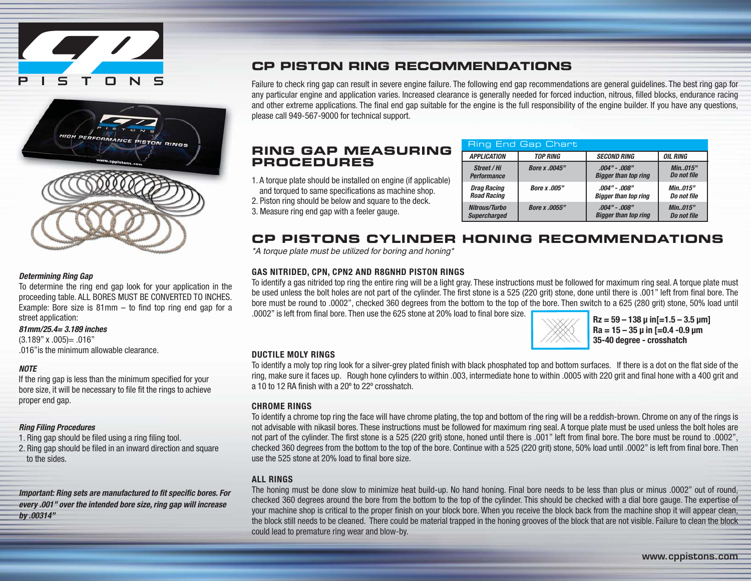CP PISTONS

# CP PISTON RING RECOMMENDATIONS

Failure to check ring gap can result in severe engine failure. The following end gap recommendations are general guidelines. The best ring gap for any particular engine and application varies. Increased clearance is generally needed for forced induction, nitrous, filled blocks, endurance racing and other extreme applications. The final end gap suitable for the engine is the full responsibility of the engine builder. If you have any questions, please call 949-567-9000 for technical support.

## RING GAP MEASURING PROCEDURES

1. A torque plate should be installed on engine (if applicable) and torqued to same specifications as machine shop.
2. Piston ring should be below and square to the deck.
3. Measure ring end gap with a feeler gauge.

**Ring End Gap Chart**

| APPLICATION | TOP RING | SECOND RING | OIL RING |
|---|---|---|---|
| Street / Hi Performance | Bore x .0045" | .004" - .008" Bigger than top ring | Min..015" Do not file |
| Drag Racing Road Racing | Bore x .005" | .004" - .008" Bigger than top ring | Min..015" Do not file |
| Nitrous/Turbo Supercharged | Bore x .0055" | .004" - .008" Bigger than top ring | Min..015" Do not file |

### *Determining Ring Gap*

To determine the ring end gap look for your application in the proceeding table. ALL BORES MUST BE CONVERTED TO INCHES. Example: Bore size is 81mm – to find top ring end gap for a street application:

***81mm/25.4= 3.189 inches***

(3.189" x .005)= .016"

.016" is the minimum allowable clearance.

### *NOTE*

If the ring gap is less than the minimum specified for your bore size, it will be necessary to file fit the rings to achieve proper end gap.

### *Ring Filing Procedures*

1. Ring gap should be filed using a ring filing tool.
2. Ring gap should be filed in an inward direction and square to the sides.

***Important: Ring sets are manufactured to fit specific bores. For every .001" over the intended bore size, ring gap will increase by .00314"***

# CP PISTONS CYLINDER HONING RECOMMENDATIONS

*\*A torque plate must be utilized for boring and honing\**

### GAS NITRIDED, CPN, CPN2 AND R8GNHD PISTON RINGS

To identify a gas nitrided top ring the entire ring will be a light gray. These instructions must be followed for maximum ring seal. A torque plate must be used unless the bolt holes are not part of the cylinder. The first stone is a 525 (220 grit) stone, done until there is .001" left from final bore. The bore must be round to .0002", checked 360 degrees from the bottom to the top of the bore. Then switch to a 625 (280 grit) stone, 50% load until .0002" is left from final bore. Then use the 625 stone at 20% load to final bore size.

**Rz = 59 – 138 µ in[=1.5 – 3.5 µm]**
**Ra = 15 – 35 µ in [=0.4 -0.9 µm**
**35-40 degree - crosshatch**

### DUCTILE MOLY RINGS

To identify a moly top ring look for a silver-grey plated finish with black phosphated top and bottom surfaces. If there is a dot on the flat side of the ring, make sure it faces up. Rough hone cylinders to within .003, intermediate hone to within .0005 with 220 grit and final hone with a 400 grit and a 10 to 12 RA finish with a 20º to 22º crosshatch.

### CHROME RINGS

To identify a chrome top ring the face will have chrome plating, the top and bottom of the ring will be a reddish-brown. Chrome on any of the rings is not advisable with nikasil bores. These instructions must be followed for maximum ring seal. A torque plate must be used unless the bolt holes are not part of the cylinder. The first stone is a 525 (220 grit) stone, honed until there is .001" left from final bore. The bore must be round to .0002", checked 360 degrees from the bottom to the top of the bore. Continue with a 525 (220 grit) stone, 50% load until .0002" is left from final bore. Then use the 525 stone at 20% load to final bore size.

### ALL RINGS

The honing must be done slow to minimize heat build-up. No hand honing. Final bore needs to be less than plus or minus .0002" out of round, checked 360 degrees around the bore from the bottom to the top of the cylinder. This should be checked with a dial bore gauge. The expertise of your machine shop is critical to the proper finish on your block bore. When you receive the block back from the machine shop it will appear clean, the block still needs to be cleaned. There could be material trapped in the honing grooves of the block that are not visible. Failure to clean the block could lead to premature ring wear and blow-by.

www.cppistons.com